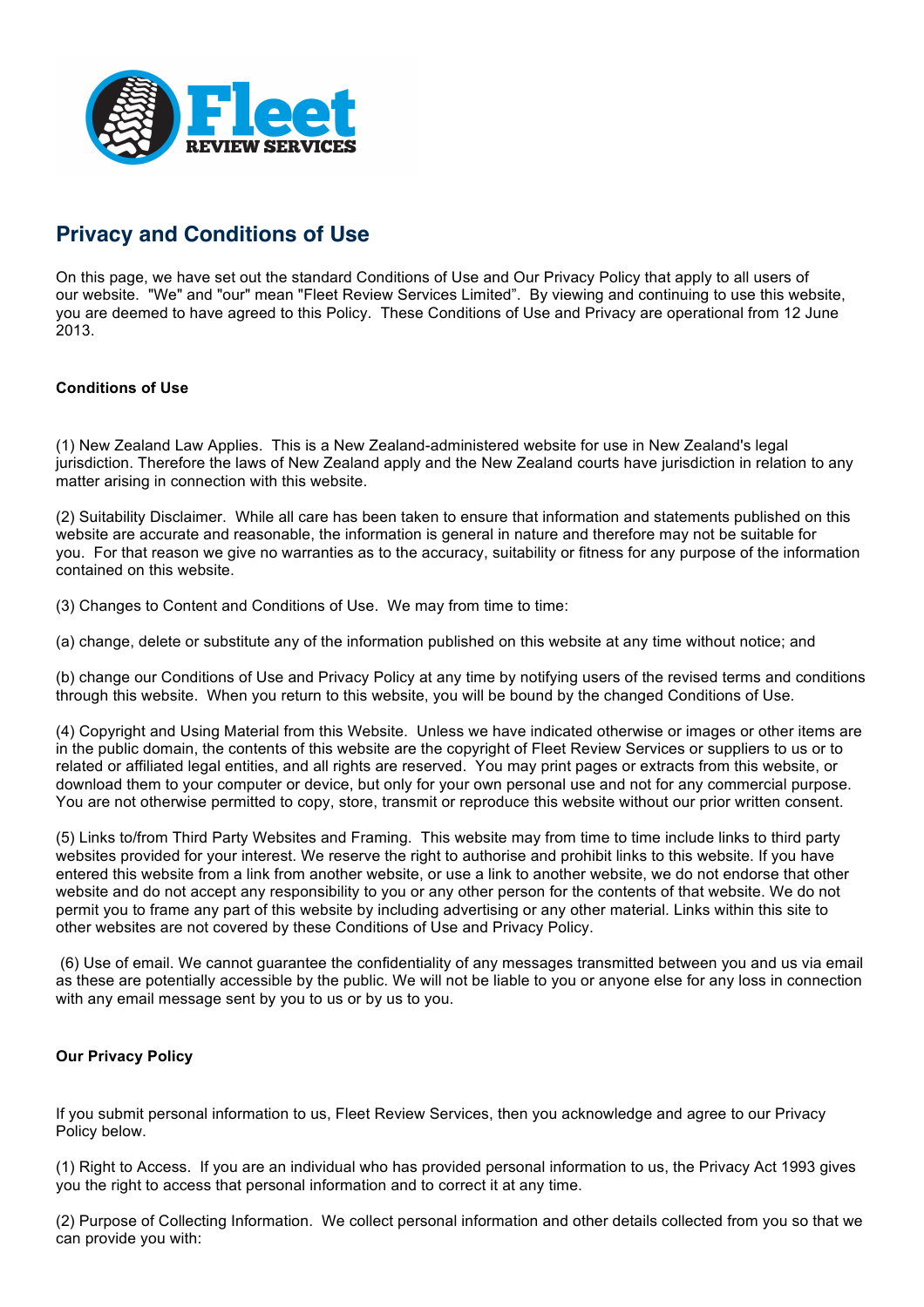# Privacy and Conditions of Use

On this page, we have set out the standard Conditions of Use and Our Privacy Policy that apply to all users of our website. "We" and "our" mean "Fleet Review Services Limited". By viewing and continuing to use this website, you are deemed to have agreed to this Policy. These Conditions of Use and Privacy are operational from 12 June 2013.

**Conditions of Use**

(1) New Zealand Law Applies. This is a New Zealand-administered website for use in New Zealand's legal jurisdiction. Therefore the laws of New Zealand apply and the New Zealand courts have jurisdiction in relation to any matter arising in connection with this website.

(2) Suitability Disclaimer. While all care has been taken to ensure that information and statements published on this website are accurate and reasonable, the information is general in nature and therefore may not be suitable for you. For that reason we give no warranties as to the accuracy, suitability or fitness for any purpose of the information contained on this website.

(3) Changes to Content and Conditions of Use. We may from time to time:

(a) change, delete or substitute any of the information published on this website at any time without notice; and

(b) change our Conditions of Use and Privacy Policy at any time by notifying users of the revised terms and conditions through this website. When you return to this website, you will be bound by the changed Conditions of Use.

(4) Copyright and Using Material from this Website. Unless we have indicated otherwise or images or other items are in the public domain, the contents of this website are the copyright of Fleet Review Services or suppliers to us or to related or affiliated legal entities, and all rights are reserved. You may print pages or extracts from this website, or download them to your computer or device, but only for your own personal use and not for any commercial purpose. You are not otherwise permitted to copy, store, transmit or reproduce this website without our prior written consent.

(5) Links to/from Third Party Websites and Framing. This website may from time to time include links to third party websites provided for your interest. We reserve the right to authorise and prohibit links to this website. If you have entered this website from a link from another website, or use a link to another website, we do not endorse that other website and do not accept any responsibility to you or any other person for the contents of that website. We do not permit you to frame any part of this website by including advertising or any other material. Links within this site to other websites are not covered by these Conditions of Use and Privacy Policy.

(6) Use of email. We cannot guarantee the confidentiality of any messages transmitted between you and us via email as these are potentially accessible by the public. We will not be liable to you or anyone else for any loss in connection with any email message sent by you to us or by us to you.

**Our Privacy Policy**

If you submit personal information to us, Fleet Review Services, then you acknowledge and agree to our Privacy Policy below.

(1) Right to Access. If you are an individual who has provided personal information to us, the Privacy Act 1993 gives you the right to access that personal information and to correct it at any time.

(2) Purpose of Collecting Information. We collect personal information and other details collected from you so that we can provide you with: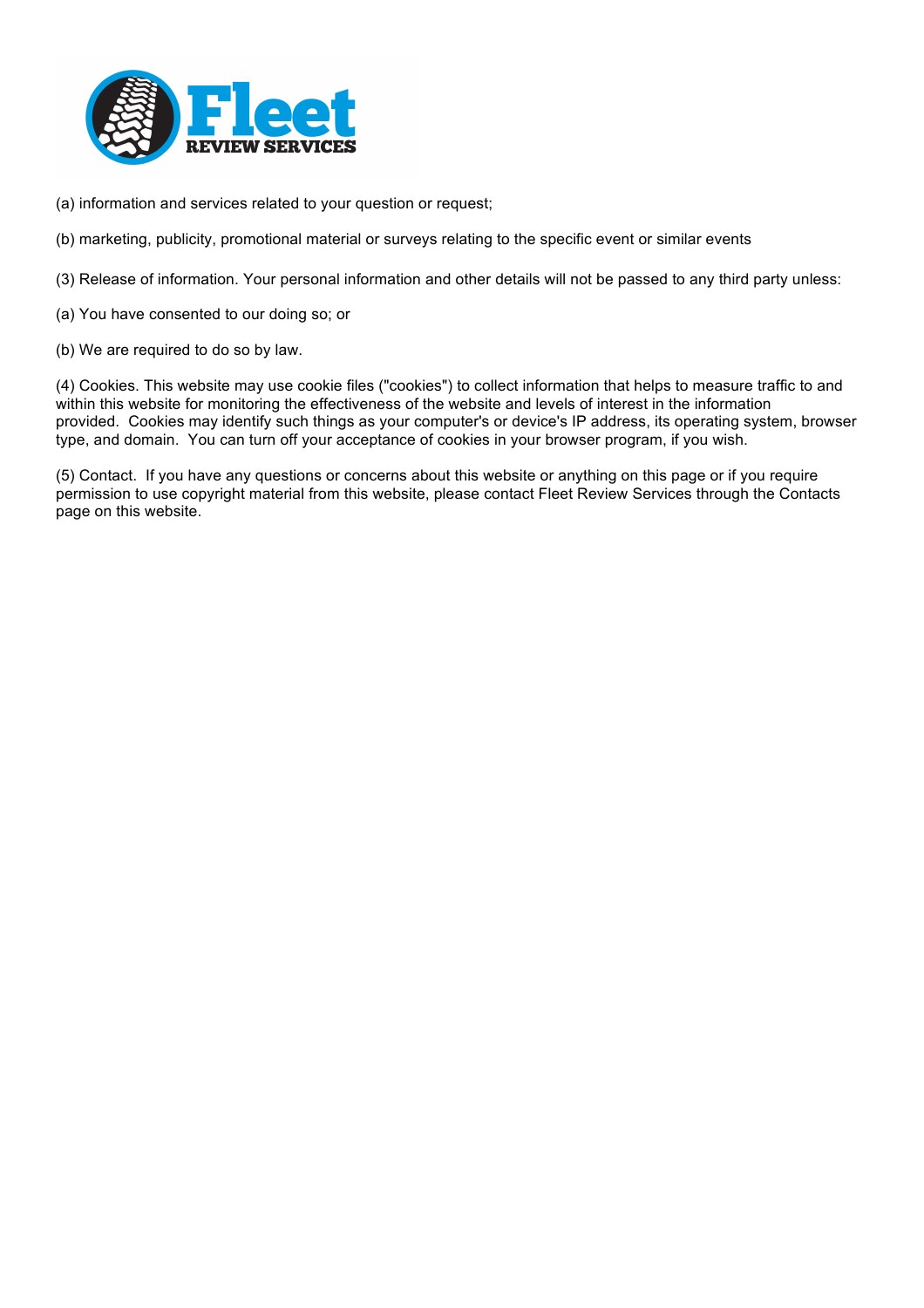(a) information and services related to your question or request;

(b) marketing, publicity, promotional material or surveys relating to the specific event or similar events

(3) Release of information. Your personal information and other details will not be passed to any third party unless:

(a) You have consented to our doing so; or

(b) We are required to do so by law.

(4) Cookies. This website may use cookie files ("cookies") to collect information that helps to measure traffic to and within this website for monitoring the effectiveness of the website and levels of interest in the information provided. Cookies may identify such things as your computer's or device's IP address, its operating system, browser type, and domain. You can turn off your acceptance of cookies in your browser program, if you wish.

(5) Contact. If you have any questions or concerns about this website or anything on this page or if you require permission to use copyright material from this website, please contact Fleet Review Services through the Contacts page on this website.